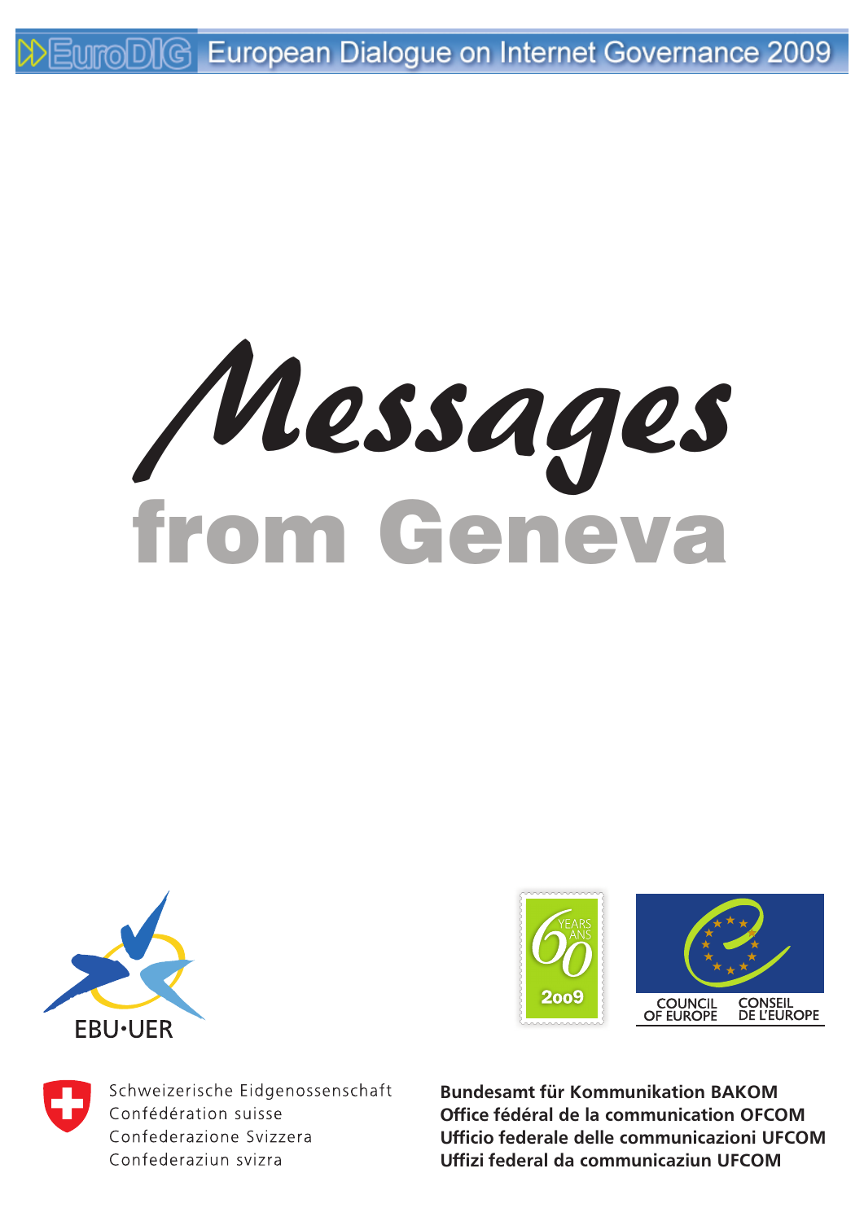EuroDIG European Dialogue on Internet Governance 2009

# Messages from Geneva

EBU·UER

60 YEARS ANS 2009

COUNCIL OF EUROPE CONSEIL DE L'EUROPE

Schweizerische Eidgenossenschaft
Confédération suisse
Confederazione Svizzera
Confederaziun svizra

**Bundesamt für Kommunikation BAKOM**
**Office fédéral de la communication OFCOM**
**Ufficio federale delle communicazioni UFCOM**
**Uffizi federal da communicaziun UFCOM**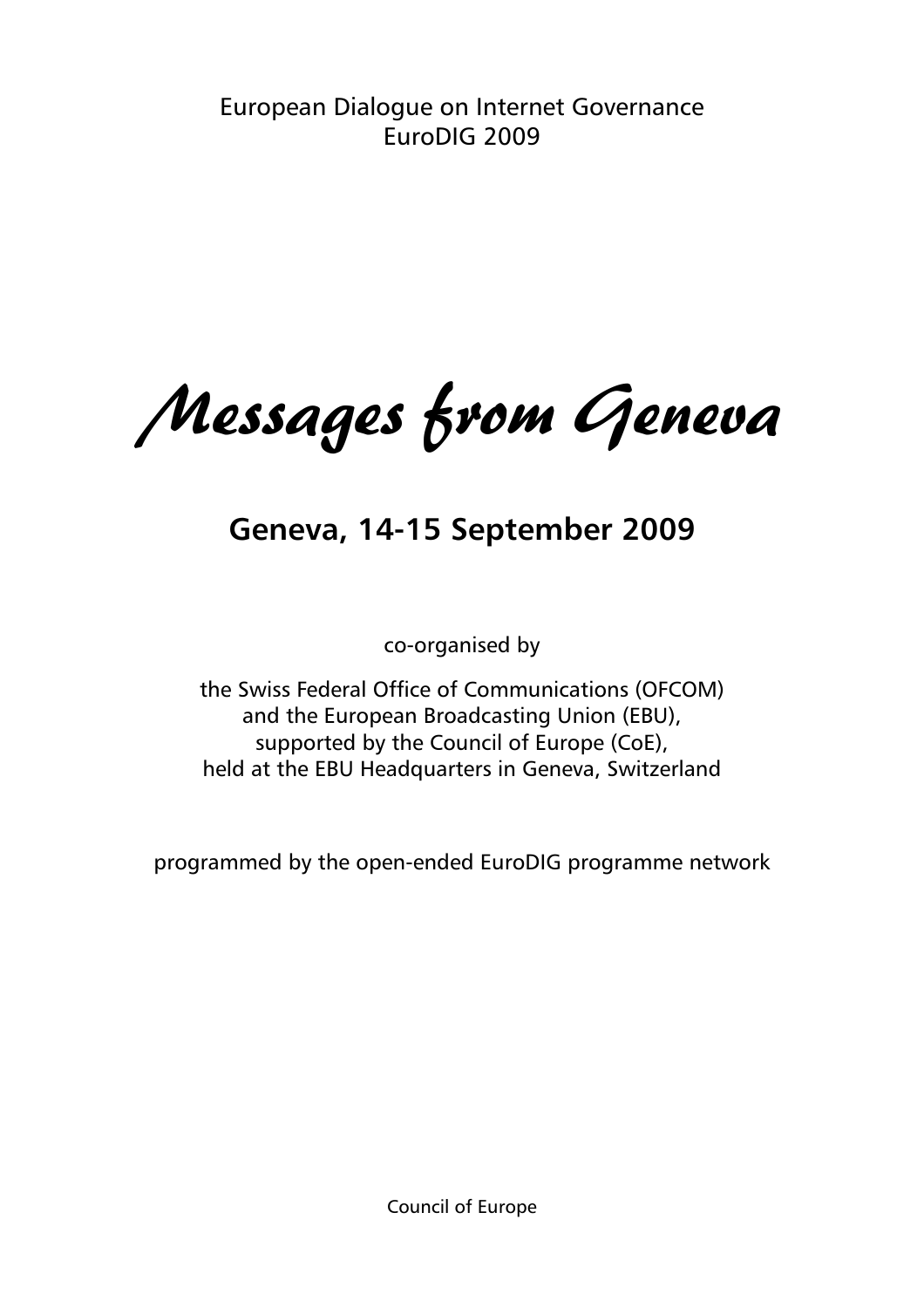European Dialogue on Internet Governance
EuroDIG 2009

# *Messages from Geneva*

## Geneva, 14-15 September 2009

co-organised by

the Swiss Federal Office of Communications (OFCOM)
and the European Broadcasting Union (EBU),
supported by the Council of Europe (CoE),
held at the EBU Headquarters in Geneva, Switzerland

programmed by the open-ended EuroDIG programme network

Council of Europe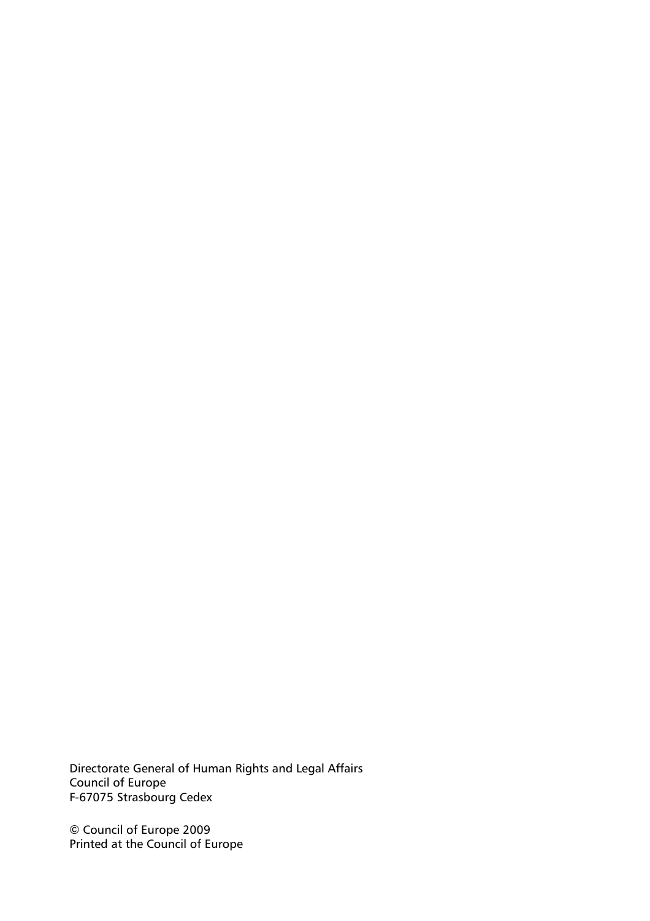Directorate General of Human Rights and Legal Affairs
Council of Europe
F-67075 Strasbourg Cedex

© Council of Europe 2009
Printed at the Council of Europe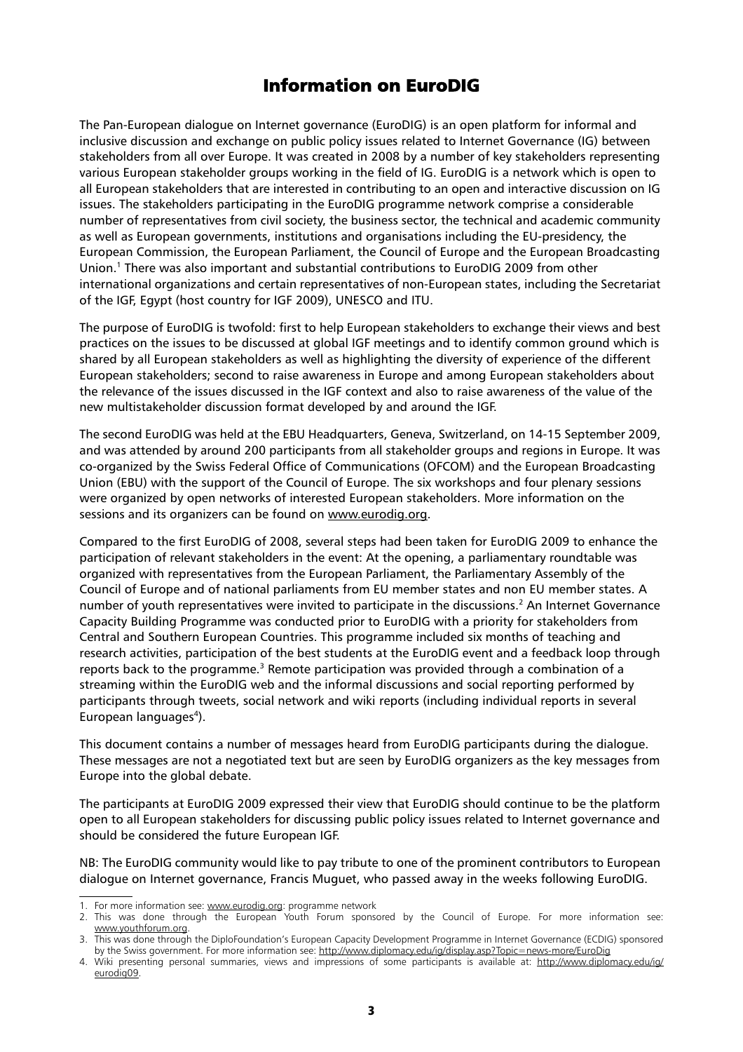# Information on EuroDIG

The Pan-European dialogue on Internet governance (EuroDIG) is an open platform for informal and inclusive discussion and exchange on public policy issues related to Internet Governance (IG) between stakeholders from all over Europe. It was created in 2008 by a number of key stakeholders representing various European stakeholder groups working in the field of IG. EuroDIG is a network which is open to all European stakeholders that are interested in contributing to an open and interactive discussion on IG issues. The stakeholders participating in the EuroDIG programme network comprise a considerable number of representatives from civil society, the business sector, the technical and academic community as well as European governments, institutions and organisations including the EU-presidency, the European Commission, the European Parliament, the Council of Europe and the European Broadcasting Union.[1] There was also important and substantial contributions to EuroDIG 2009 from other international organizations and certain representatives of non-European states, including the Secretariat of the IGF, Egypt (host country for IGF 2009), UNESCO and ITU.

The purpose of EuroDIG is twofold: first to help European stakeholders to exchange their views and best practices on the issues to be discussed at global IGF meetings and to identify common ground which is shared by all European stakeholders as well as highlighting the diversity of experience of the different European stakeholders; second to raise awareness in Europe and among European stakeholders about the relevance of the issues discussed in the IGF context and also to raise awareness of the value of the new multistakeholder discussion format developed by and around the IGF.

The second EuroDIG was held at the EBU Headquarters, Geneva, Switzerland, on 14-15 September 2009, and was attended by around 200 participants from all stakeholder groups and regions in Europe. It was co-organized by the Swiss Federal Office of Communications (OFCOM) and the European Broadcasting Union (EBU) with the support of the Council of Europe. The six workshops and four plenary sessions were organized by open networks of interested European stakeholders. More information on the sessions and its organizers can be found on www.eurodig.org.

Compared to the first EuroDIG of 2008, several steps had been taken for EuroDIG 2009 to enhance the participation of relevant stakeholders in the event: At the opening, a parliamentary roundtable was organized with representatives from the European Parliament, the Parliamentary Assembly of the Council of Europe and of national parliaments from EU member states and non EU member states. A number of youth representatives were invited to participate in the discussions.[2] An Internet Governance Capacity Building Programme was conducted prior to EuroDIG with a priority for stakeholders from Central and Southern European Countries. This programme included six months of teaching and research activities, participation of the best students at the EuroDIG event and a feedback loop through reports back to the programme.[3] Remote participation was provided through a combination of a streaming within the EuroDIG web and the informal discussions and social reporting performed by participants through tweets, social network and wiki reports (including individual reports in several European languages[4]).

This document contains a number of messages heard from EuroDIG participants during the dialogue. These messages are not a negotiated text but are seen by EuroDIG organizers as the key messages from Europe into the global debate.

The participants at EuroDIG 2009 expressed their view that EuroDIG should continue to be the platform open to all European stakeholders for discussing public policy issues related to Internet governance and should be considered the future European IGF.

NB: The EuroDIG community would like to pay tribute to one of the prominent contributors to European dialogue on Internet governance, Francis Muguet, who passed away in the weeks following EuroDIG.

---

1. For more information see: www.eurodig.org: programme network
2. This was done through the European Youth Forum sponsored by the Council of Europe. For more information see: www.youthforum.org.
3. This was done through the DiploFoundation's European Capacity Development Programme in Internet Governance (ECDIG) sponsored by the Swiss government. For more information see: http://www.diplomacy.edu/ig/display.asp?Topic=news-more/EuroDig
4. Wiki presenting personal summaries, views and impressions of some participants is available at: http://www.diplomacy.edu/ig/eurodig09.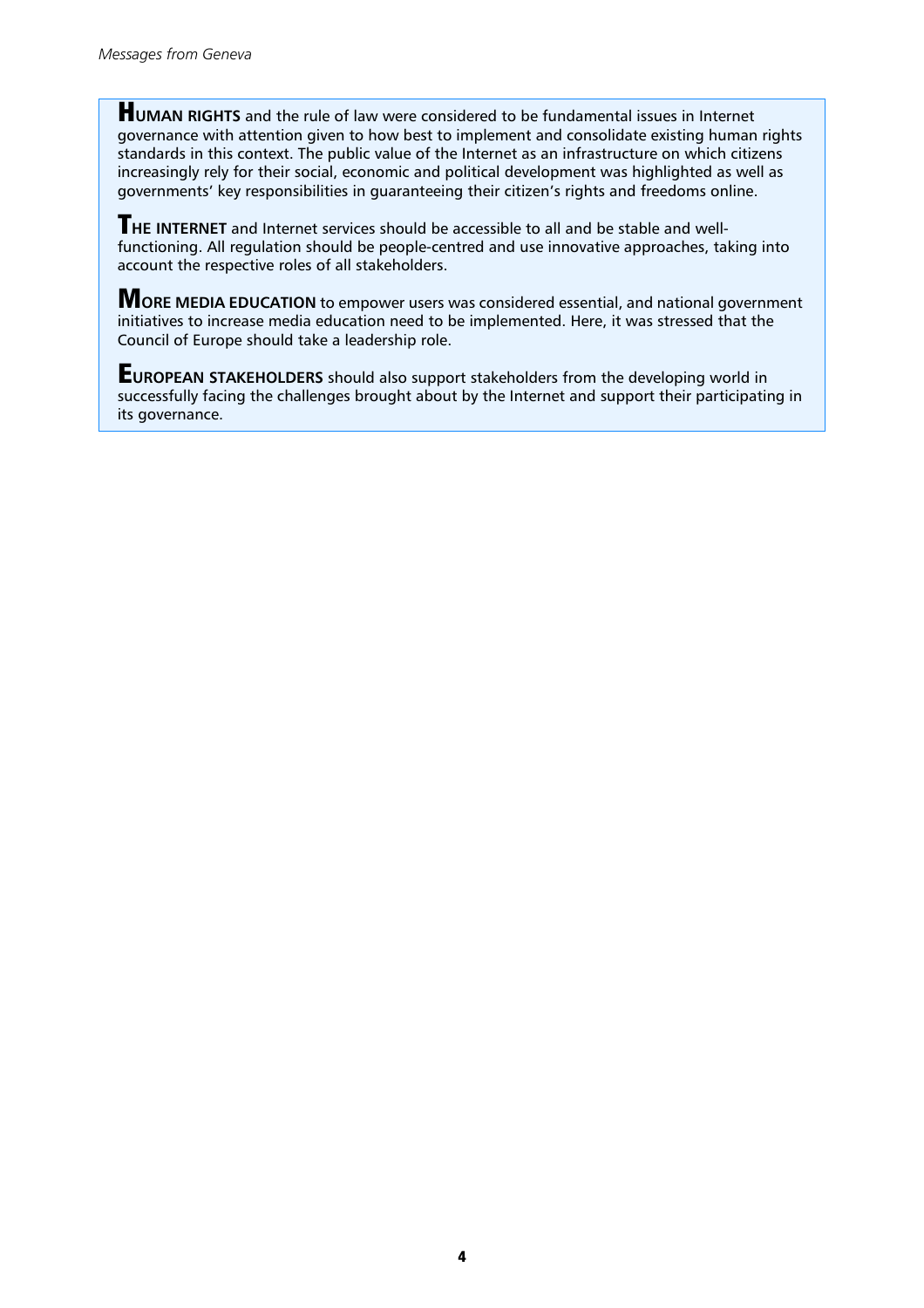**HUMAN RIGHTS** and the rule of law were considered to be fundamental issues in Internet governance with attention given to how best to implement and consolidate existing human rights standards in this context. The public value of the Internet as an infrastructure on which citizens increasingly rely for their social, economic and political development was highlighted as well as governments' key responsibilities in guaranteeing their citizen's rights and freedoms online.

**THE INTERNET** and Internet services should be accessible to all and be stable and well-functioning. All regulation should be people-centred and use innovative approaches, taking into account the respective roles of all stakeholders.

**MORE MEDIA EDUCATION** to empower users was considered essential, and national government initiatives to increase media education need to be implemented. Here, it was stressed that the Council of Europe should take a leadership role.

**EUROPEAN STAKEHOLDERS** should also support stakeholders from the developing world in successfully facing the challenges brought about by the Internet and support their participating in its governance.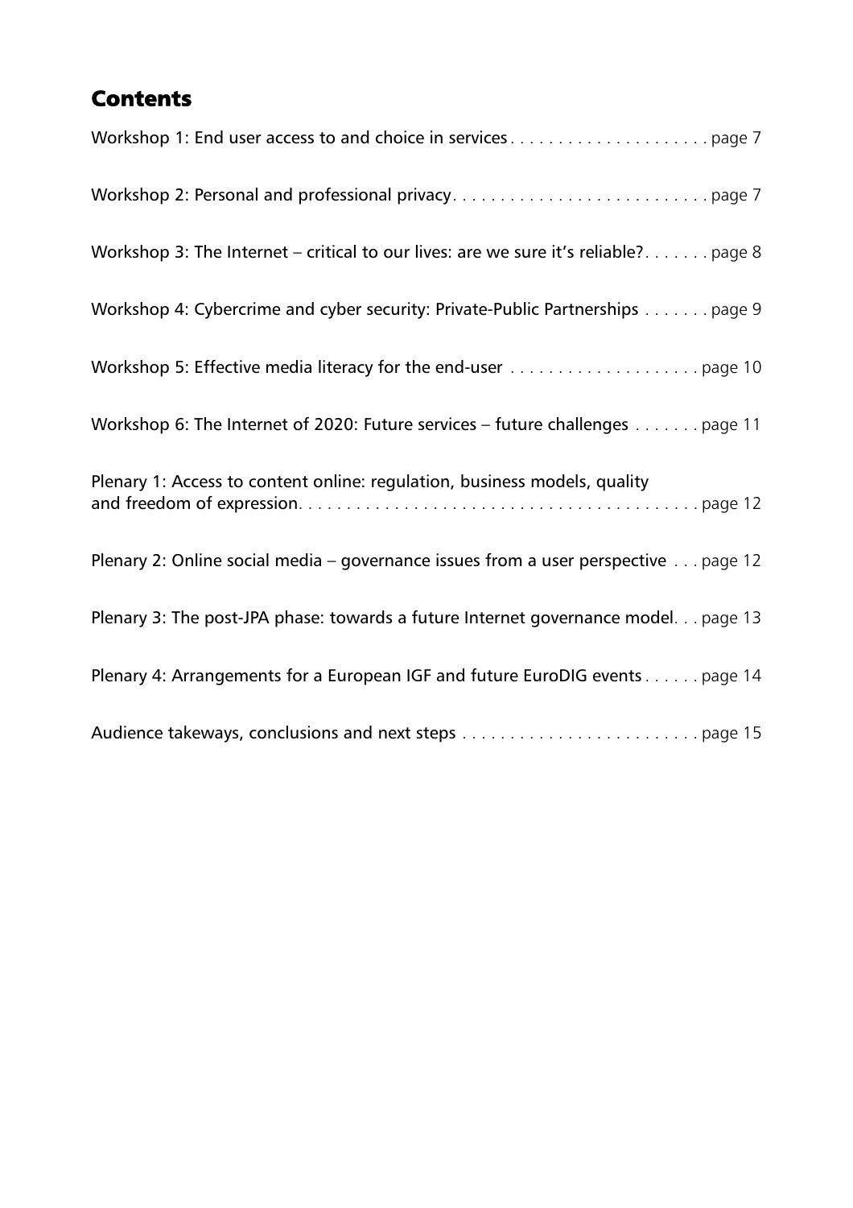## Contents

Workshop 1: End user access to and choice in services . . . . . . . . . . . . . . . . . . . . . page 7

Workshop 2: Personal and professional privacy. . . . . . . . . . . . . . . . . . . . . . . . . . . page 7

Workshop 3: The Internet – critical to our lives: are we sure it's reliable? . . . . . . . page 8

Workshop 4: Cybercrime and cyber security: Private-Public Partnerships . . . . . . . page 9

Workshop 5: Effective media literacy for the end-user . . . . . . . . . . . . . . . . . . . . page 10

Workshop 6: The Internet of 2020: Future services – future challenges . . . . . . . page 11

Plenary 1: Access to content online: regulation, business models, quality and freedom of expression. . . . . . . . . . . . . . . . . . . . . . . . . . . . . . . . . . . . . . . . . . page 12

Plenary 2: Online social media – governance issues from a user perspective . . . page 12

Plenary 3: The post-JPA phase: towards a future Internet governance model. . . page 13

Plenary 4: Arrangements for a European IGF and future EuroDIG events . . . . . . page 14

Audience takeways, conclusions and next steps . . . . . . . . . . . . . . . . . . . . . . . . . page 15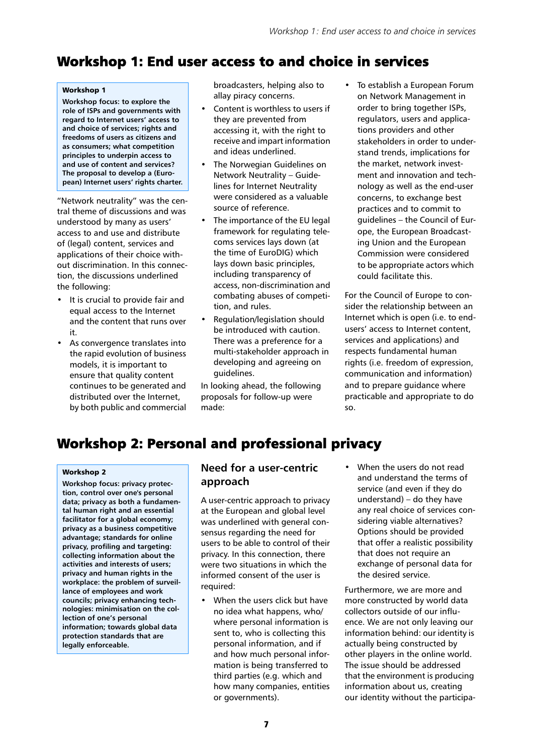## Workshop 1: End user access to and choice in services

**Workshop 1**

**Workshop focus: to explore the role of ISPs and governments with regard to Internet users' access to and choice of services; rights and freedoms of users as citizens and as consumers; what competition principles to underpin access to and use of content and services? The proposal to develop a (European) Internet users' rights charter.**

"Network neutrality" was the central theme of discussions and was understood by many as users' access to and use and distribute of (legal) content, services and applications of their choice without discrimination. In this connection, the discussions underlined the following:

- It is crucial to provide fair and equal access to the Internet and the content that runs over it.
- As convergence translates into the rapid evolution of business models, it is important to ensure that quality content continues to be generated and distributed over the Internet, by both public and commercial broadcasters, helping also to allay piracy concerns.
- Content is worthless to users if they are prevented from accessing it, with the right to receive and impart information and ideas underlined.
- The Norwegian Guidelines on Network Neutrality – Guidelines for Internet Neutrality were considered as a valuable source of reference.
- The importance of the EU legal framework for regulating telecoms services lays down (at the time of EuroDIG) which lays down basic principles, including transparency of access, non-discrimination and combating abuses of competition, and rules.
- Regulation/legislation should be introduced with caution. There was a preference for a multi-stakeholder approach in developing and agreeing on guidelines.

In looking ahead, the following proposals for follow-up were made:

- To establish a European Forum on Network Management in order to bring together ISPs, regulators, users and applications providers and other stakeholders in order to understand trends, implications for the market, network investment and innovation and technology as well as the end-user concerns, to exchange best practices and to commit to guidelines – the Council of Europe, the European Broadcasting Union and the European Commission were considered to be appropriate actors which could facilitate this.

For the Council of Europe to consider the relationship between an Internet which is open (i.e. to end-users' access to Internet content, services and applications) and respects fundamental human rights (i.e. freedom of expression, communication and information) and to prepare guidance where practicable and appropriate to do so.

## Workshop 2: Personal and professional privacy

**Workshop 2**

**Workshop focus: privacy protection, control over one's personal data; privacy as both a fundamental human right and an essential facilitator for a global economy; privacy as a business competitive advantage; standards for online privacy, profiling and targeting: collecting information about the activities and interests of users; privacy and human rights in the workplace: the problem of surveillance of employees and work councils; privacy enhancing technologies: minimisation on the collection of one's personal information; towards global data protection standards that are legally enforceable.**

### Need for a user-centric approach

A user-centric approach to privacy at the European and global level was underlined with general consensus regarding the need for users to be able to control of their privacy. In this connection, there were two situations in which the informed consent of the user is required:

- When the users click but have no idea what happens, who/where personal information is sent to, who is collecting this personal information, and if and how much personal information is being transferred to third parties (e.g. which and how many companies, entities or governments).
- When the users do not read and understand the terms of service (and even if they do understand) – do they have any real choice of services considering viable alternatives? Options should be provided that offer a realistic possibility that does not require an exchange of personal data for the desired service.

Furthermore, we are more and more constructed by world data collectors outside of our influence. We are not only leaving our information behind: our identity is actually being constructed by other players in the online world. The issue should be addressed that the environment is producing information about us, creating our identity without the participa-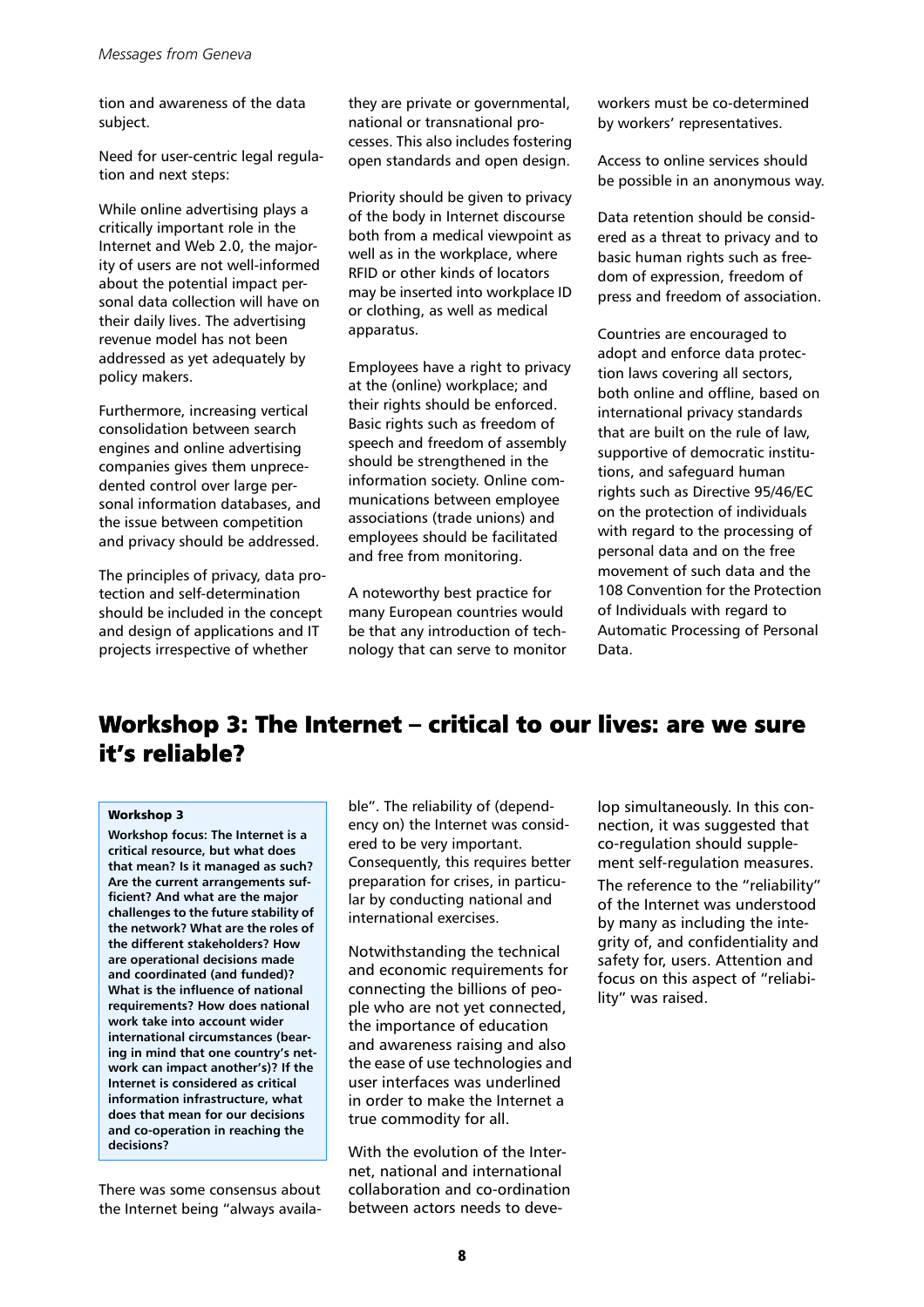tion and awareness of the data subject.

Need for user-centric legal regulation and next steps:

While online advertising plays a critically important role in the Internet and Web 2.0, the majority of users are not well-informed about the potential impact personal data collection will have on their daily lives. The advertising revenue model has not been addressed as yet adequately by policy makers.

Furthermore, increasing vertical consolidation between search engines and online advertising companies gives them unprecedented control over large personal information databases, and the issue between competition and privacy should be addressed.

The principles of privacy, data protection and self-determination should be included in the concept and design of applications and IT projects irrespective of whether they are private or governmental, national or transnational processes. This also includes fostering open standards and open design.

Priority should be given to privacy of the body in Internet discourse both from a medical viewpoint as well as in the workplace, where RFID or other kinds of locators may be inserted into workplace ID or clothing, as well as medical apparatus.

Employees have a right to privacy at the (online) workplace; and their rights should be enforced. Basic rights such as freedom of speech and freedom of assembly should be strengthened in the information society. Online communications between employee associations (trade unions) and employees should be facilitated and free from monitoring.

A noteworthy best practice for many European countries would be that any introduction of technology that can serve to monitor workers must be co-determined by workers' representatives.

Access to online services should be possible in an anonymous way.

Data retention should be considered as a threat to privacy and to basic human rights such as freedom of expression, freedom of press and freedom of association.

Countries are encouraged to adopt and enforce data protection laws covering all sectors, both online and offline, based on international privacy standards that are built on the rule of law, supportive of democratic institutions, and safeguard human rights such as Directive 95/46/EC on the protection of individuals with regard to the processing of personal data and on the free movement of such data and the 108 Convention for the Protection of Individuals with regard to Automatic Processing of Personal Data.

## Workshop 3: The Internet – critical to our lives: are we sure it's reliable?

**Workshop 3**

**Workshop focus: The Internet is a critical resource, but what does that mean? Is it managed as such? Are the current arrangements sufficient? And what are the major challenges to the future stability of the network? What are the roles of the different stakeholders? How are operational decisions made and coordinated (and funded)? What is the influence of national requirements? How does national work take into account wider international circumstances (bearing in mind that one country's network can impact another's)? If the Internet is considered as critical information infrastructure, what does that mean for our decisions and co-operation in reaching the decisions?**

There was some consensus about the Internet being "always available". The reliability of (dependency on) the Internet was considered to be very important. Consequently, this requires better preparation for crises, in particular by conducting national and international exercises.

Notwithstanding the technical and economic requirements for connecting the billions of people who are not yet connected, the importance of education and awareness raising and also the ease of use technologies and user interfaces was underlined in order to make the Internet a true commodity for all.

With the evolution of the Internet, national and international collaboration and co-ordination between actors needs to develop simultaneously. In this connection, it was suggested that co-regulation should supplement self-regulation measures.

The reference to the "reliability" of the Internet was understood by many as including the integrity of, and confidentiality and safety for, users. Attention and focus on this aspect of "reliability" was raised.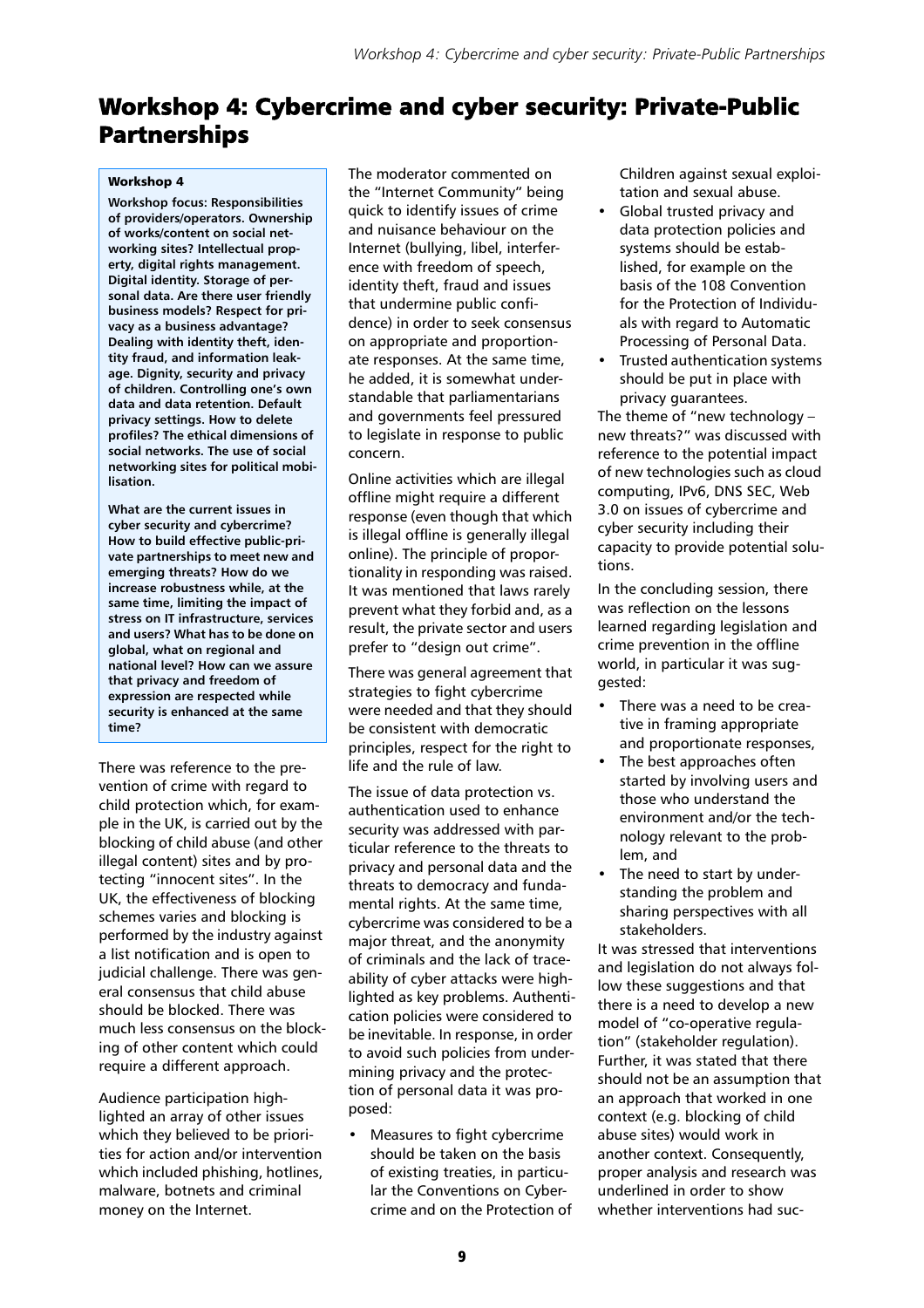# Workshop 4: Cybercrime and cyber security: Private-Public Partnerships

**Workshop 4**

**Workshop focus: Responsibilities of providers/operators. Ownership of works/content on social networking sites? Intellectual property, digital rights management. Digital identity. Storage of personal data. Are there user friendly business models? Respect for privacy as a business advantage? Dealing with identity theft, identity fraud, and information leakage. Dignity, security and privacy of children. Controlling one's own data and data retention. Default privacy settings. How to delete profiles? The ethical dimensions of social networks. The use of social networking sites for political mobilisation.**

**What are the current issues in cyber security and cybercrime? How to build effective public-private partnerships to meet new and emerging threats? How do we increase robustness while, at the same time, limiting the impact of stress on IT infrastructure, services and users? What has to be done on global, what on regional and national level? How can we assure that privacy and freedom of expression are respected while security is enhanced at the same time?**

There was reference to the prevention of crime with regard to child protection which, for example in the UK, is carried out by the blocking of child abuse (and other illegal content) sites and by protecting "innocent sites". In the UK, the effectiveness of blocking schemes varies and blocking is performed by the industry against a list notification and is open to judicial challenge. There was general consensus that child abuse should be blocked. There was much less consensus on the blocking of other content which could require a different approach.

Audience participation highlighted an array of other issues which they believed to be priorities for action and/or intervention which included phishing, hotlines, malware, botnets and criminal money on the Internet.

The moderator commented on the "Internet Community" being quick to identify issues of crime and nuisance behaviour on the Internet (bullying, libel, interference with freedom of speech, identity theft, fraud and issues that undermine public confidence) in order to seek consensus on appropriate and proportionate responses. At the same time, he added, it is somewhat understandable that parliamentarians and governments feel pressured to legislate in response to public concern.

Online activities which are illegal offline might require a different response (even though that which is illegal offline is generally illegal online). The principle of proportionality in responding was raised. It was mentioned that laws rarely prevent what they forbid and, as a result, the private sector and users prefer to "design out crime".

There was general agreement that strategies to fight cybercrime were needed and that they should be consistent with democratic principles, respect for the right to life and the rule of law.

The issue of data protection vs. authentication used to enhance security was addressed with particular reference to the threats to privacy and personal data and the threats to democracy and fundamental rights. At the same time, cybercrime was considered to be a major threat, and the anonymity of criminals and the lack of traceability of cyber attacks were highlighted as key problems. Authentication policies were considered to be inevitable. In response, in order to avoid such policies from undermining privacy and the protection of personal data it was proposed:

- Measures to fight cybercrime should be taken on the basis of existing treaties, in particular the Conventions on Cybercrime and on the Protection of Children against sexual exploitation and sexual abuse.
- Global trusted privacy and data protection policies and systems should be established, for example on the basis of the 108 Convention for the Protection of Individuals with regard to Automatic Processing of Personal Data.
- Trusted authentication systems should be put in place with privacy guarantees.

The theme of "new technology – new threats?" was discussed with reference to the potential impact of new technologies such as cloud computing, IPv6, DNS SEC, Web 3.0 on issues of cybercrime and cyber security including their capacity to provide potential solutions.

In the concluding session, there was reflection on the lessons learned regarding legislation and crime prevention in the offline world, in particular it was suggested:

- There was a need to be creative in framing appropriate and proportionate responses,
- The best approaches often started by involving users and those who understand the environment and/or the technology relevant to the problem, and
- The need to start by understanding the problem and sharing perspectives with all stakeholders.

It was stressed that interventions and legislation do not always follow these suggestions and that there is a need to develop a new model of "co-operative regulation" (stakeholder regulation). Further, it was stated that there should not be an assumption that an approach that worked in one context (e.g. blocking of child abuse sites) would work in another context. Consequently, proper analysis and research was underlined in order to show whether interventions had suc-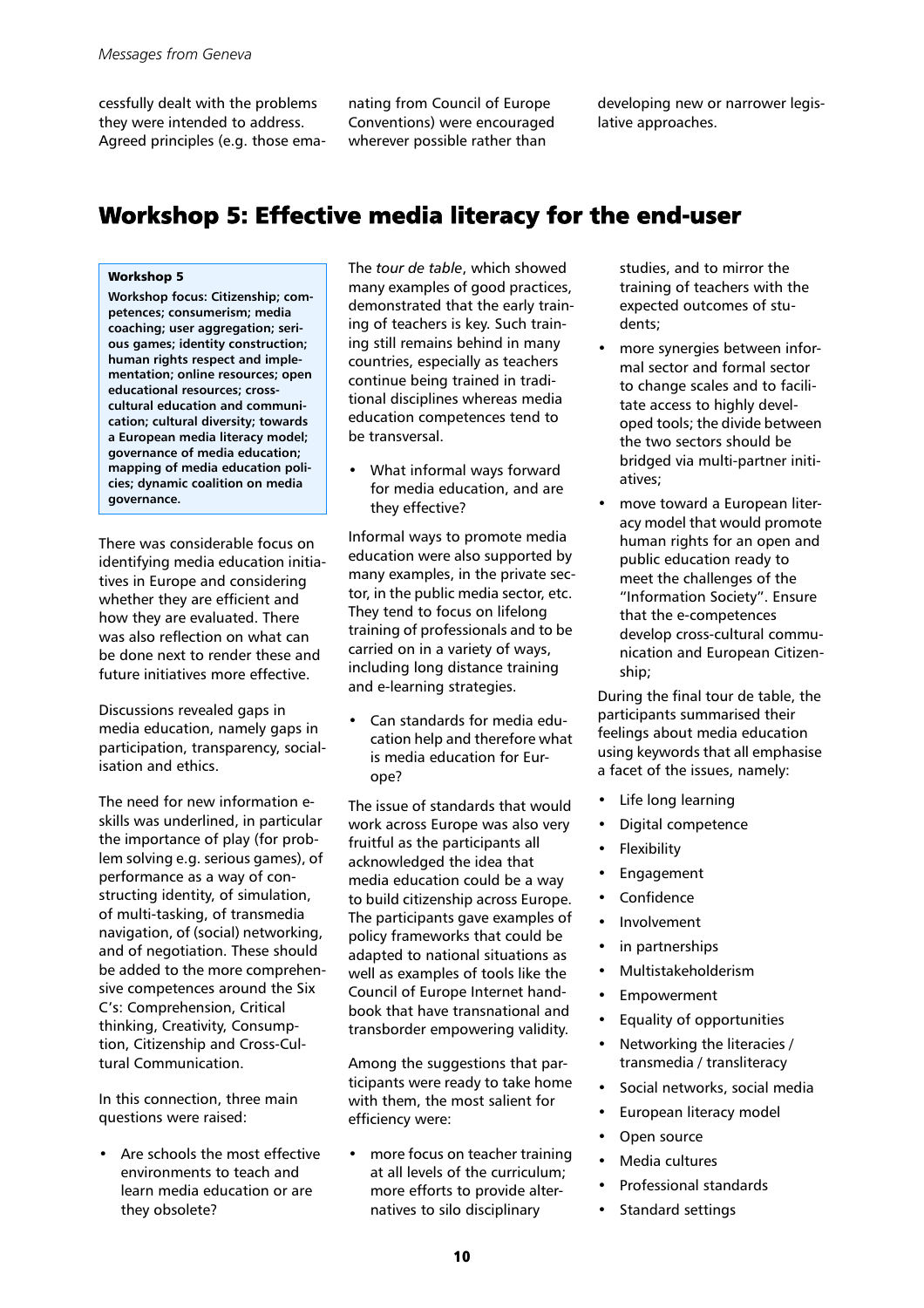cessfully dealt with the problems they were intended to address. Agreed principles (e.g. those emanating from Council of Europe Conventions) were encouraged wherever possible rather than developing new or narrower legislative approaches.

## Workshop 5: Effective media literacy for the end-user

> **Workshop 5**
>
> **Workshop focus: Citizenship; competences; consumerism; media coaching; user aggregation; serious games; identity construction; human rights respect and implementation; online resources; open educational resources; cross-cultural education and communication; cultural diversity; towards a European media literacy model; governance of media education; mapping of media education policies; dynamic coalition on media governance.**

There was considerable focus on identifying media education initiatives in Europe and considering whether they are efficient and how they are evaluated. There was also reflection on what can be done next to render these and future initiatives more effective.

Discussions revealed gaps in media education, namely gaps in participation, transparency, socialisation and ethics.

The need for new information e-skills was underlined, in particular the importance of play (for problem solving e.g. serious games), of performance as a way of constructing identity, of simulation, of multi-tasking, of transmedia navigation, of (social) networking, and of negotiation. These should be added to the more comprehensive competences around the Six C's: Comprehension, Critical thinking, Creativity, Consumption, Citizenship and Cross-Cultural Communication.

In this connection, three main questions were raised:

- Are schools the most effective environments to teach and learn media education or are they obsolete?

The *tour de table*, which showed many examples of good practices, demonstrated that the early training of teachers is key. Such training still remains behind in many countries, especially as teachers continue being trained in traditional disciplines whereas media education competences tend to be transversal.

- What informal ways forward for media education, and are they effective?

Informal ways to promote media education were also supported by many examples, in the private sector, in the public media sector, etc. They tend to focus on lifelong training of professionals and to be carried on in a variety of ways, including long distance training and e-learning strategies.

- Can standards for media education help and therefore what is media education for Europe?

The issue of standards that would work across Europe was also very fruitful as the participants all acknowledged the idea that media education could be a way to build citizenship across Europe. The participants gave examples of policy frameworks that could be adapted to national situations as well as examples of tools like the Council of Europe Internet handbook that have transnational and transborder empowering validity.

Among the suggestions that participants were ready to take home with them, the most salient for efficiency were:

- more focus on teacher training at all levels of the curriculum; more efforts to provide alternatives to silo disciplinary studies, and to mirror the training of teachers with the expected outcomes of students;
- more synergies between informal sector and formal sector to change scales and to facilitate access to highly developed tools; the divide between the two sectors should be bridged via multi-partner initiatives;
- move toward a European literacy model that would promote human rights for an open and public education ready to meet the challenges of the "Information Society". Ensure that the e-competences develop cross-cultural communication and European Citizenship;

During the final tour de table, the participants summarised their feelings about media education using keywords that all emphasise a facet of the issues, namely:

- Life long learning
- Digital competence
- Flexibility
- Engagement
- Confidence
- Involvement
- in partnerships
- Multistakeholderism
- Empowerment
- Equality of opportunities
- Networking the literacies / transmedia / transliteracy
- Social networks, social media
- European literacy model
- Open source
- Media cultures
- Professional standards
- Standard settings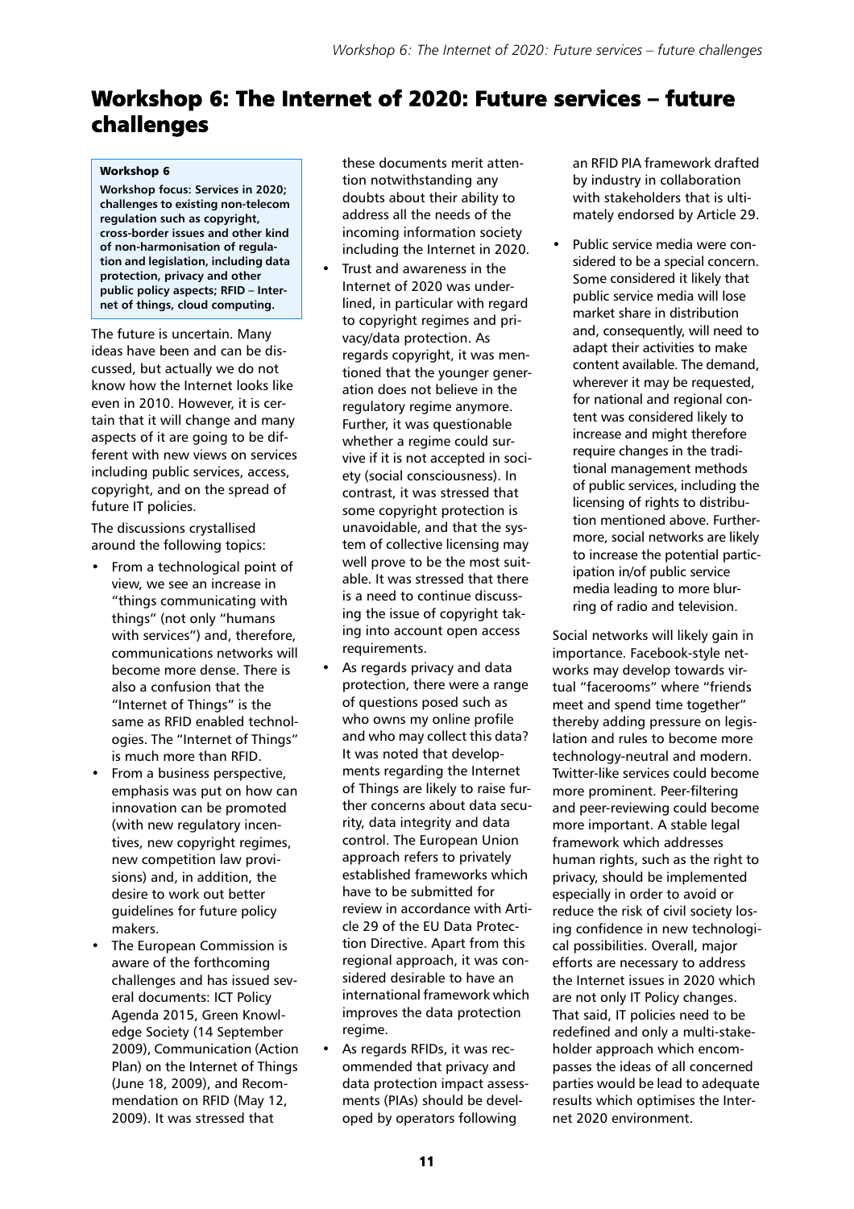# Workshop 6: The Internet of 2020: Future services – future challenges

**Workshop 6**

**Workshop focus: Services in 2020; challenges to existing non-telecom regulation such as copyright, cross-border issues and other kind of non-harmonisation of regulation and legislation, including data protection, privacy and other public policy aspects; RFID – Internet of things, cloud computing.**

The future is uncertain. Many ideas have been and can be discussed, but actually we do not know how the Internet looks like even in 2010. However, it is certain that it will change and many aspects of it are going to be different with new views on services including public services, access, copyright, and on the spread of future IT policies.

The discussions crystallised around the following topics:

- From a technological point of view, we see an increase in "things communicating with things" (not only "humans with services") and, therefore, communications networks will become more dense. There is also a confusion that the "Internet of Things" is the same as RFID enabled technologies. The "Internet of Things" is much more than RFID.
- From a business perspective, emphasis was put on how can innovation can be promoted (with new regulatory incentives, new copyright regimes, new competition law provisions) and, in addition, the desire to work out better guidelines for future policy makers.
- The European Commission is aware of the forthcoming challenges and has issued several documents: ICT Policy Agenda 2015, Green Knowledge Society (14 September 2009), Communication (Action Plan) on the Internet of Things (June 18, 2009), and Recommendation on RFID (May 12, 2009). It was stressed that these documents merit attention notwithstanding any doubts about their ability to address all the needs of the incoming information society including the Internet in 2020.
- Trust and awareness in the Internet of 2020 was underlined, in particular with regard to copyright regimes and privacy/data protection. As regards copyright, it was mentioned that the younger generation does not believe in the regulatory regime anymore. Further, it was questionable whether a regime could survive if it is not accepted in society (social consciousness). In contrast, it was stressed that some copyright protection is unavoidable, and that the system of collective licensing may well prove to be the most suitable. It was stressed that there is a need to continue discussing the issue of copyright taking into account open access requirements.
- As regards privacy and data protection, there were a range of questions posed such as who owns my online profile and who may collect this data? It was noted that developments regarding the Internet of Things are likely to raise further concerns about data security, data integrity and data control. The European Union approach refers to privately established frameworks which have to be submitted for review in accordance with Article 29 of the EU Data Protection Directive. Apart from this regional approach, it was considered desirable to have an international framework which improves the data protection regime.
- As regards RFIDs, it was recommended that privacy and data protection impact assessments (PIAs) should be developed by operators following an RFID PIA framework drafted by industry in collaboration with stakeholders that is ultimately endorsed by Article 29.
- Public service media were considered to be a special concern. Some considered it likely that public service media will lose market share in distribution and, consequently, will need to adapt their activities to make content available. The demand, wherever it may be requested, for national and regional content was considered likely to increase and might therefore require changes in the traditional management methods of public services, including the licensing of rights to distribution mentioned above. Furthermore, social networks are likely to increase the potential participation in/of public service media leading to more blurring of radio and television.

Social networks will likely gain in importance. Facebook-style networks may develop towards virtual "facerooms" where "friends meet and spend time together" thereby adding pressure on legislation and rules to become more technology-neutral and modern. Twitter-like services could become more prominent. Peer-filtering and peer-reviewing could become more important. A stable legal framework which addresses human rights, such as the right to privacy, should be implemented especially in order to avoid or reduce the risk of civil society losing confidence in new technological possibilities. Overall, major efforts are necessary to address the Internet issues in 2020 which are not only IT Policy changes. That said, IT policies need to be redefined and only a multi-stakeholder approach which encompasses the ideas of all concerned parties would be lead to adequate results which optimises the Internet 2020 environment.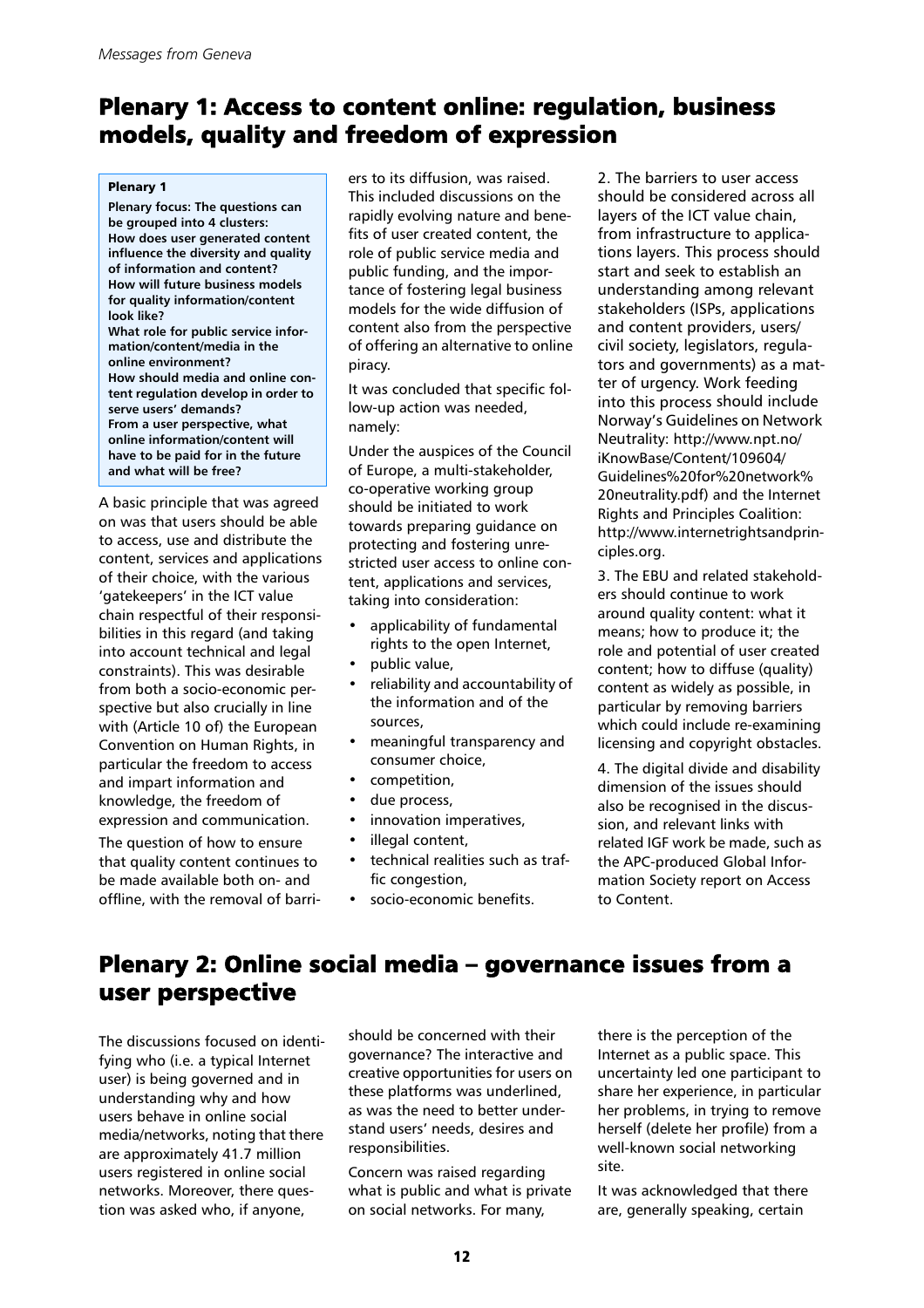## Plenary 1: Access to content online: regulation, business models, quality and freedom of expression

> **Plenary 1**
>
> **Plenary focus: The questions can be grouped into 4 clusters:**
> **How does user generated content influence the diversity and quality of information and content?**
> **How will future business models for quality information/content look like?**
> **What role for public service information/content/media in the online environment?**
> **How should media and online content regulation develop in order to serve users' demands?**
> **From a user perspective, what online information/content will have to be paid for in the future and what will be free?**

A basic principle that was agreed on was that users should be able to access, use and distribute the content, services and applications of their choice, with the various 'gatekeepers' in the ICT value chain respectful of their responsibilities in this regard (and taking into account technical and legal constraints). This was desirable from both a socio-economic perspective but also crucially in line with (Article 10 of) the European Convention on Human Rights, in particular the freedom to access and impart information and knowledge, the freedom of expression and communication.

The question of how to ensure that quality content continues to be made available both on- and offline, with the removal of barriers to its diffusion, was raised. This included discussions on the rapidly evolving nature and benefits of user created content, the role of public service media and public funding, and the importance of fostering legal business models for the wide diffusion of content also from the perspective of offering an alternative to online piracy.

It was concluded that specific follow-up action was needed, namely:

Under the auspices of the Council of Europe, a multi-stakeholder, co-operative working group should be initiated to work towards preparing guidance on protecting and fostering unrestricted user access to online content, applications and services, taking into consideration:

- applicability of fundamental rights to the open Internet,
- public value,
- reliability and accountability of the information and of the sources,
- meaningful transparency and consumer choice,
- competition,
- due process,
- innovation imperatives,
- illegal content,
- technical realities such as traffic congestion,
- socio-economic benefits.

2. The barriers to user access should be considered across all layers of the ICT value chain, from infrastructure to applications layers. This process should start and seek to establish an understanding among relevant stakeholders (ISPs, applications and content providers, users/civil society, legislators, regulators and governments) as a matter of urgency. Work feeding into this process should include Norway's Guidelines on Network Neutrality: http://www.npt.no/iKnowBase/Content/109604/Guidelines%20for%20network%20neutrality.pdf) and the Internet Rights and Principles Coalition: http://www.internetrightsandprinciples.org.

3. The EBU and related stakeholders should continue to work around quality content: what it means; how to produce it; the role and potential of user created content; how to diffuse (quality) content as widely as possible, in particular by removing barriers which could include re-examining licensing and copyright obstacles.

4. The digital divide and disability dimension of the issues should also be recognised in the discussion, and relevant links with related IGF work be made, such as the APC-produced Global Information Society report on Access to Content.

## Plenary 2: Online social media – governance issues from a user perspective

The discussions focused on identifying who (i.e. a typical Internet user) is being governed and in understanding why and how users behave in online social media/networks, noting that there are approximately 41.7 million users registered in online social networks. Moreover, there question was asked who, if anyone, should be concerned with their governance? The interactive and creative opportunities for users on these platforms was underlined, as was the need to better understand users' needs, desires and responsibilities.

Concern was raised regarding what is public and what is private on social networks. For many, there is the perception of the Internet as a public space. This uncertainty led one participant to share her experience, in particular her problems, in trying to remove herself (delete her profile) from a well-known social networking site.

It was acknowledged that there are, generally speaking, certain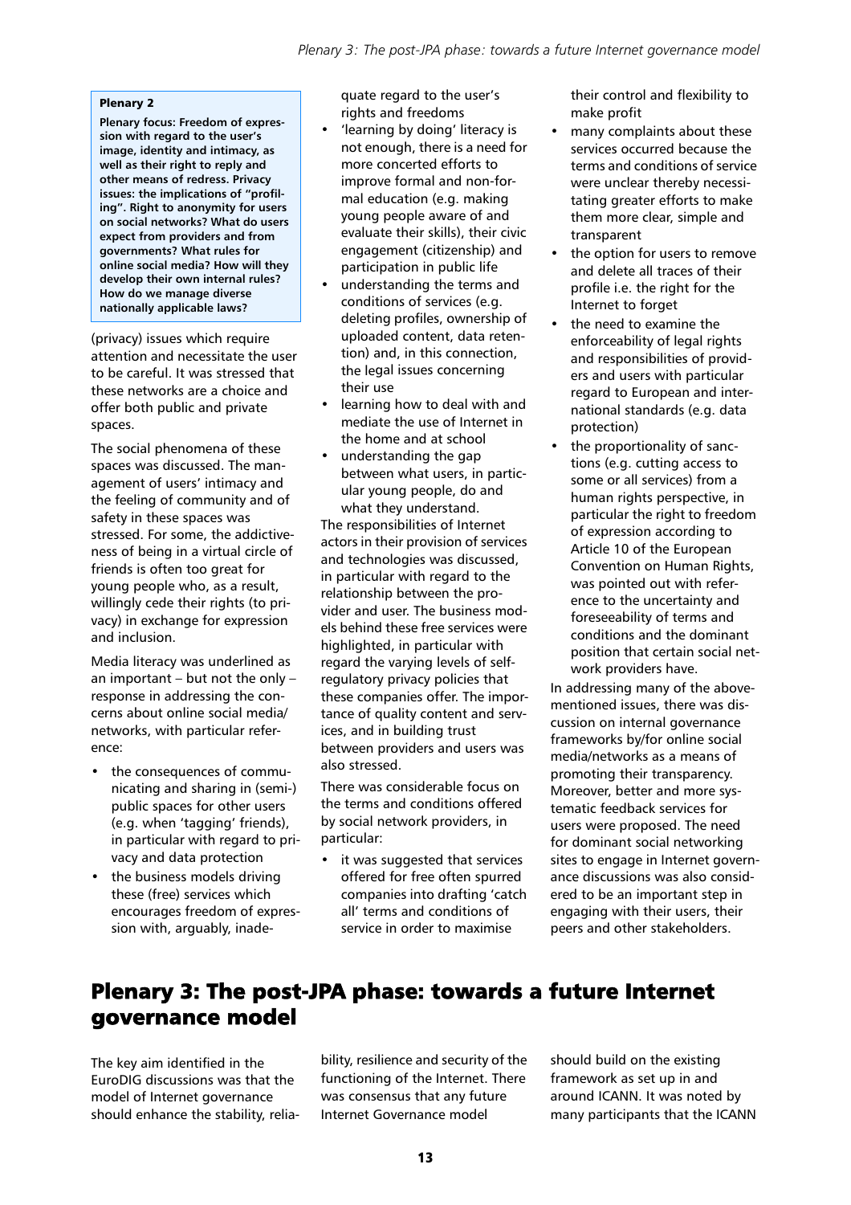**Plenary 2**

**Plenary focus: Freedom of expression with regard to the user's image, identity and intimacy, as well as their right to reply and other means of redress. Privacy issues: the implications of "profiling". Right to anonymity for users on social networks? What do users expect from providers and from governments? What rules for online social media? How will they develop their own internal rules? How do we manage diverse nationally applicable laws?**

(privacy) issues which require attention and necessitate the user to be careful. It was stressed that these networks are a choice and offer both public and private spaces.

The social phenomena of these spaces was discussed. The management of users' intimacy and the feeling of community and of safety in these spaces was stressed. For some, the addictiveness of being in a virtual circle of friends is often too great for young people who, as a result, willingly cede their rights (to privacy) in exchange for expression and inclusion.

Media literacy was underlined as an important – but not the only – response in addressing the concerns about online social media/networks, with particular reference:

- the consequences of communicating and sharing in (semi-) public spaces for other users (e.g. when 'tagging' friends), in particular with regard to privacy and data protection
- the business models driving these (free) services which encourages freedom of expression with, arguably, inadequate regard to the user's rights and freedoms
- 'learning by doing' literacy is not enough, there is a need for more concerted efforts to improve formal and non-formal education (e.g. making young people aware of and evaluate their skills), their civic engagement (citizenship) and participation in public life
- understanding the terms and conditions of services (e.g. deleting profiles, ownership of uploaded content, data retention) and, in this connection, the legal issues concerning their use
- learning how to deal with and mediate the use of Internet in the home and at school
- understanding the gap between what users, in particular young people, do and what they understand.

The responsibilities of Internet actors in their provision of services and technologies was discussed, in particular with regard to the relationship between the provider and user. The business models behind these free services were highlighted, in particular with regard the varying levels of self-regulatory privacy policies that these companies offer. The importance of quality content and services, and in building trust between providers and users was also stressed.

There was considerable focus on the terms and conditions offered by social network providers, in particular:

- it was suggested that services offered for free often spurred companies into drafting 'catch all' terms and conditions of service in order to maximise their control and flexibility to make profit
- many complaints about these services occurred because the terms and conditions of service were unclear thereby necessitating greater efforts to make them more clear, simple and transparent
- the option for users to remove and delete all traces of their profile i.e. the right for the Internet to forget
- the need to examine the enforceability of legal rights and responsibilities of providers and users with particular regard to European and international standards (e.g. data protection)
- the proportionality of sanctions (e.g. cutting access to some or all services) from a human rights perspective, in particular the right to freedom of expression according to Article 10 of the European Convention on Human Rights, was pointed out with reference to the uncertainty and foreseeability of terms and conditions and the dominant position that certain social network providers have.

In addressing many of the above-mentioned issues, there was discussion on internal governance frameworks by/for online social media/networks as a means of promoting their transparency. Moreover, better and more systematic feedback services for users were proposed. The need for dominant social networking sites to engage in Internet governance discussions was also considered to be an important step in engaging with their users, their peers and other stakeholders.

# Plenary 3: The post-JPA phase: towards a future Internet governance model

The key aim identified in the EuroDIG discussions was that the model of Internet governance should enhance the stability, reliability, resilience and security of the functioning of the Internet. There was consensus that any future Internet Governance model should build on the existing framework as set up in and around ICANN. It was noted by many participants that the ICANN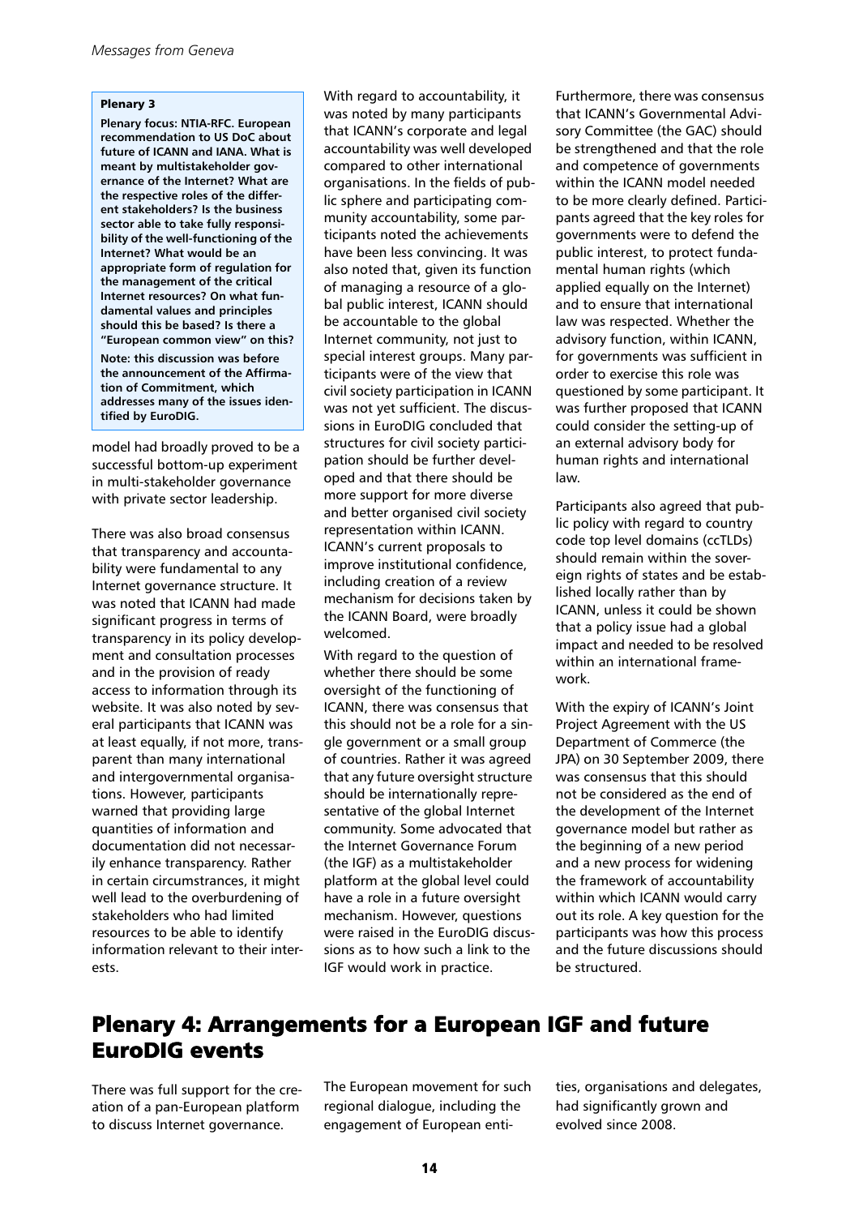**Plenary 3**

**Plenary focus: NTIA-RFC. European recommendation to US DoC about future of ICANN and IANA. What is meant by multistakeholder governance of the Internet? What are the respective roles of the different stakeholders? Is the business sector able to take fully responsibility of the well-functioning of the Internet? What would be an appropriate form of regulation for the management of the critical Internet resources? On what fundamental values and principles should this be based? Is there a "European common view" on this?**

**Note: this discussion was before the announcement of the Affirmation of Commitment, which addresses many of the issues identified by EuroDIG.**

model had broadly proved to be a successful bottom-up experiment in multi-stakeholder governance with private sector leadership.

There was also broad consensus that transparency and accountability were fundamental to any Internet governance structure. It was noted that ICANN had made significant progress in terms of transparency in its policy development and consultation processes and in the provision of ready access to information through its website. It was also noted by several participants that ICANN was at least equally, if not more, transparent than many international and intergovernmental organisations. However, participants warned that providing large quantities of information and documentation did not necessarily enhance transparency. Rather in certain circumstances, it might well lead to the overburdening of stakeholders who had limited resources to be able to identify information relevant to their interests.

With regard to accountability, it was noted by many participants that ICANN's corporate and legal accountability was well developed compared to other international organisations. In the fields of public sphere and participating community accountability, some participants noted the achievements have been less convincing. It was also noted that, given its function of managing a resource of a global public interest, ICANN should be accountable to the global Internet community, not just to special interest groups. Many participants were of the view that civil society participation in ICANN was not yet sufficient. The discussions in EuroDIG concluded that structures for civil society participation should be further developed and that there should be more support for more diverse and better organised civil society representation within ICANN. ICANN's current proposals to improve institutional confidence, including creation of a review mechanism for decisions taken by the ICANN Board, were broadly welcomed.

With regard to the question of whether there should be some oversight of the functioning of ICANN, there was consensus that this should not be a role for a single government or a small group of countries. Rather it was agreed that any future oversight structure should be internationally representative of the global Internet community. Some advocated that the Internet Governance Forum (the IGF) as a multistakeholder platform at the global level could have a role in a future oversight mechanism. However, questions were raised in the EuroDIG discussions as to how such a link to the IGF would work in practice.

Furthermore, there was consensus that ICANN's Governmental Advisory Committee (the GAC) should be strengthened and that the role and competence of governments within the ICANN model needed to be more clearly defined. Participants agreed that the key roles for governments were to defend the public interest, to protect fundamental human rights (which applied equally on the Internet) and to ensure that international law was respected. Whether the advisory function, within ICANN, for governments was sufficient in order to exercise this role was questioned by some participant. It was further proposed that ICANN could consider the setting-up of an external advisory body for human rights and international law.

Participants also agreed that public policy with regard to country code top level domains (ccTLDs) should remain within the sovereign rights of states and be established locally rather than by ICANN, unless it could be shown that a policy issue had a global impact and needed to be resolved within an international framework.

With the expiry of ICANN's Joint Project Agreement with the US Department of Commerce (the JPA) on 30 September 2009, there was consensus that this should not be considered as the end of the development of the Internet governance model but rather as the beginning of a new period and a new process for widening the framework of accountability within which ICANN would carry out its role. A key question for the participants was how this process and the future discussions should be structured.

## Plenary 4: Arrangements for a European IGF and future EuroDIG events

There was full support for the creation of a pan-European platform to discuss Internet governance. The European movement for such regional dialogue, including the engagement of European entities, organisations and delegates, had significantly grown and evolved since 2008.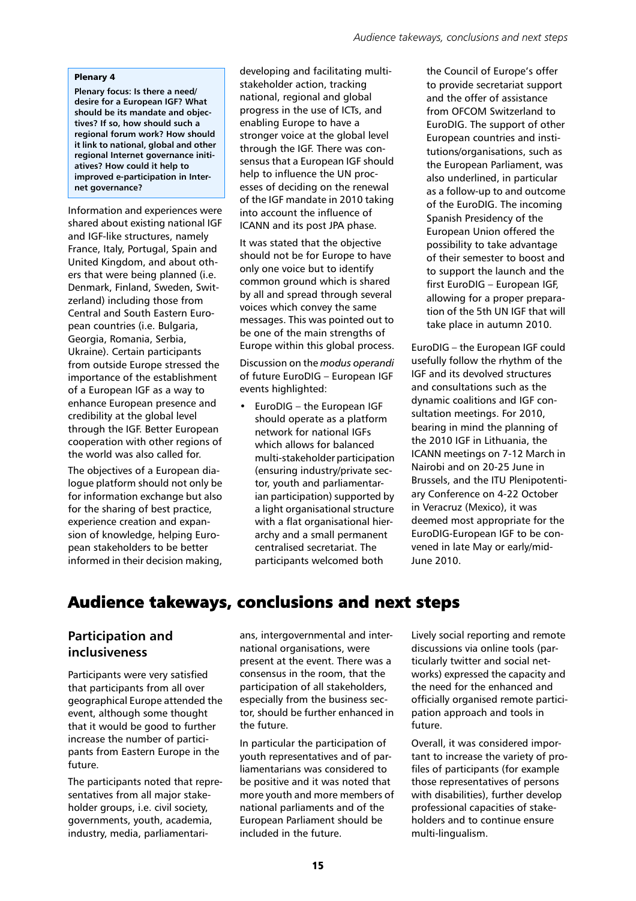**Plenary 4**

**Plenary focus: Is there a need/ desire for a European IGF? What should be its mandate and objectives? If so, how should such a regional forum work? How should it link to national, global and other regional Internet governance initiatives? How could it help to improved e-participation in Internet governance?**

Information and experiences were shared about existing national IGF and IGF-like structures, namely France, Italy, Portugal, Spain and United Kingdom, and about others that were being planned (i.e. Denmark, Finland, Sweden, Switzerland) including those from Central and South Eastern European countries (i.e. Bulgaria, Georgia, Romania, Serbia, Ukraine). Certain participants from outside Europe stressed the importance of the establishment of a European IGF as a way to enhance European presence and credibility at the global level through the IGF. Better European cooperation with other regions of the world was also called for.

The objectives of a European dialogue platform should not only be for information exchange but also for the sharing of best practice, experience creation and expansion of knowledge, helping European stakeholders to be better informed in their decision making, developing and facilitating multi-stakeholder action, tracking national, regional and global progress in the use of ICTs, and enabling Europe to have a stronger voice at the global level through the IGF. There was consensus that a European IGF should help to influence the UN processes of deciding on the renewal of the IGF mandate in 2010 taking into account the influence of ICANN and its post JPA phase.

It was stated that the objective should not be for Europe to have only one voice but to identify common ground which is shared by all and spread through several voices which convey the same messages. This was pointed out to be one of the main strengths of Europe within this global process.

Discussion on the *modus operandi* of future EuroDIG – European IGF events highlighted:

- EuroDIG – the European IGF should operate as a platform network for national IGFs which allows for balanced multi-stakeholder participation (ensuring industry/private sector, youth and parliamentarian participation) supported by a light organisational structure with a flat organisational hierarchy and a small permanent centralised secretariat. The participants welcomed both the Council of Europe's offer to provide secretariat support and the offer of assistance from OFCOM Switzerland to EuroDIG. The support of other European countries and institutions/organisations, such as the European Parliament, was also underlined, in particular as a follow-up to and outcome of the EuroDIG. The incoming Spanish Presidency of the European Union offered the possibility to take advantage of their semester to boost and to support the launch and the first EuroDIG – European IGF, allowing for a proper preparation of the 5th UN IGF that will take place in autumn 2010.

EuroDIG – the European IGF could usefully follow the rhythm of the IGF and its devolved structures and consultations such as the dynamic coalitions and IGF consultation meetings. For 2010, bearing in mind the planning of the 2010 IGF in Lithuania, the ICANN meetings on 7-12 March in Nairobi and on 20-25 June in Brussels, and the ITU Plenipotentiary Conference on 4-22 October in Veracruz (Mexico), it was deemed most appropriate for the EuroDIG-European IGF to be convened in late May or early/mid-June 2010.

# Audience takeways, conclusions and next steps

## Participation and inclusiveness

Participants were very satisfied that participants from all over geographical Europe attended the event, although some thought that it would be good to further increase the number of participants from Eastern Europe in the future.

The participants noted that representatives from all major stakeholder groups, i.e. civil society, governments, youth, academia, industry, media, parliamentarians, intergovernmental and international organisations, were present at the event. There was a consensus in the room, that the participation of all stakeholders, especially from the business sector, should be further enhanced in the future.

In particular the participation of youth representatives and of parliamentarians was considered to be positive and it was noted that more youth and more members of national parliaments and of the European Parliament should be included in the future.

Lively social reporting and remote discussions via online tools (particularly twitter and social networks) expressed the capacity and the need for the enhanced and officially organised remote participation approach and tools in future.

Overall, it was considered important to increase the variety of profiles of participants (for example those representatives of persons with disabilities), further develop professional capacities of stakeholders and to continue ensure multi-lingualism.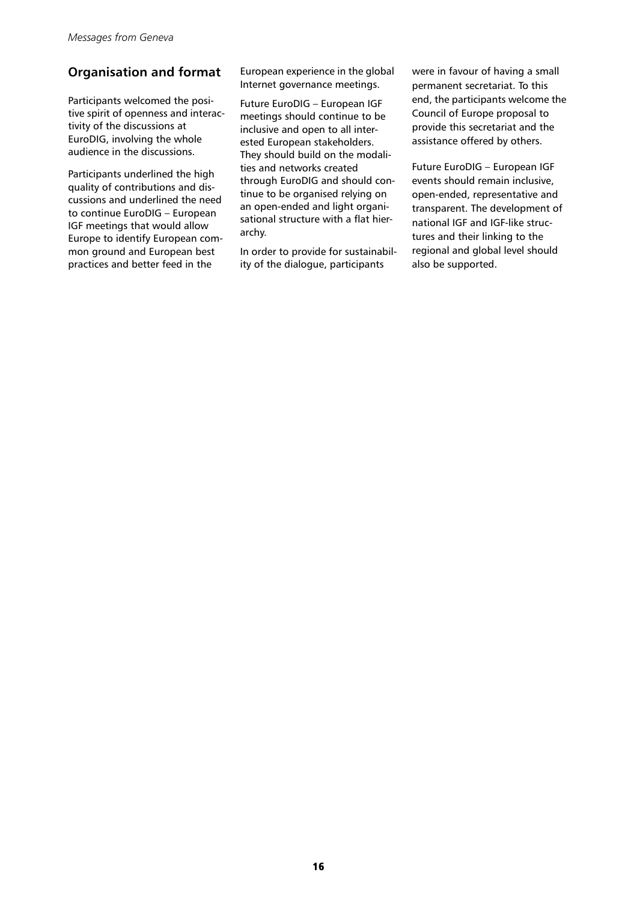## Organisation and format

Participants welcomed the positive spirit of openness and interactivity of the discussions at EuroDIG, involving the whole audience in the discussions.

Participants underlined the high quality of contributions and discussions and underlined the need to continue EuroDIG – European IGF meetings that would allow Europe to identify European common ground and European best practices and better feed in the European experience in the global Internet governance meetings.

Future EuroDIG – European IGF meetings should continue to be inclusive and open to all interested European stakeholders. They should build on the modalities and networks created through EuroDIG and should continue to be organised relying on an open-ended and light organisational structure with a flat hierarchy.

In order to provide for sustainability of the dialogue, participants were in favour of having a small permanent secretariat. To this end, the participants welcome the Council of Europe proposal to provide this secretariat and the assistance offered by others.

Future EuroDIG – European IGF events should remain inclusive, open-ended, representative and transparent. The development of national IGF and IGF-like structures and their linking to the regional and global level should also be supported.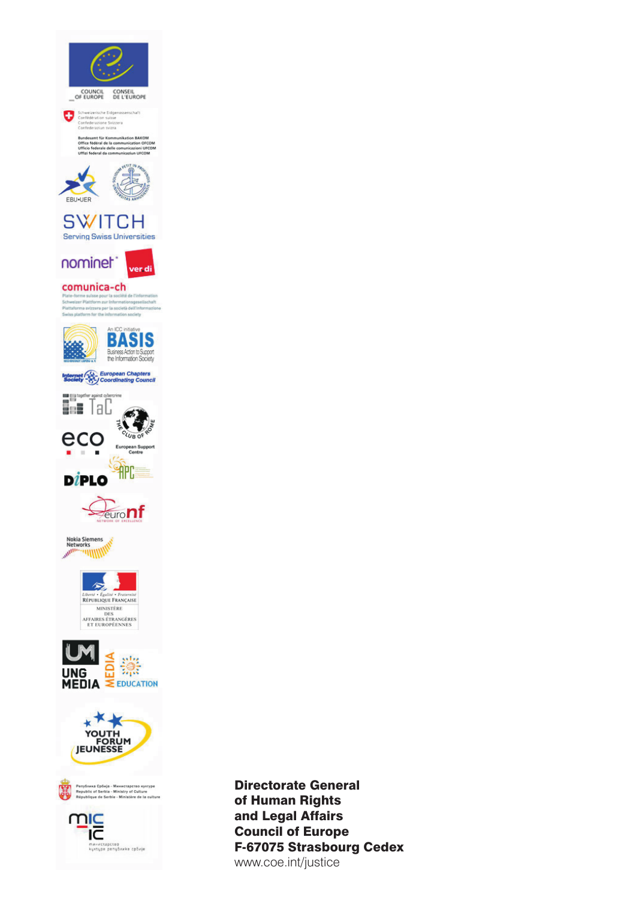COUNCIL OF EUROPE

CONSEIL DE L'EUROPE

Schweizerische Eidgenossenschaft
Confédération suisse
Confederazione Svizzera
Confederaziun svizra

Bundesamt für Kommunikation BAKOM
Office fédéral de la communication OFCOM
Ufficio federale delle comunicazioni UFCOM
Uffizi federal da communicaziun UFCOM

EBU•UER

SWITCH
Serving Swiss Universities

nominet

ver.di

comunica-ch
Plate-forme suisse pour la société de l'information
Schweizer Plattform zur Informationsgesellschaft
Piattaforma svizzera per la società dell'informazione
Swiss platform for the information society

An ICC initiative
BASIS
Business Action to Support the Information Society

Internet Society European Chapters Coordinating Council

together against cybercrime
TaC

eco

THE CLUB OF ROME
European Support Centre

DiPLO

APC

euronf
NETWORK OF EXCELLENCE

Nokia Siemens Networks

Liberté • Égalité • Fraternité
RÉPUBLIQUE FRANÇAISE
MINISTÈRE DES AFFAIRES ÉTRANGÈRES ET EUROPÉENNES

UNG MEDIA

MEDIA EDUCATION

YOUTH FORUM JEUNESSE

Република Србија - Министарство културе
Republic of Serbia - Ministry of Culture
République de Serbie - Ministère de la culture

mic
министарство културе републике србије

**Directorate General**
**of Human Rights**
**and Legal Affairs**
**Council of Europe**
**F-67075 Strasbourg Cedex**
www.coe.int/justice